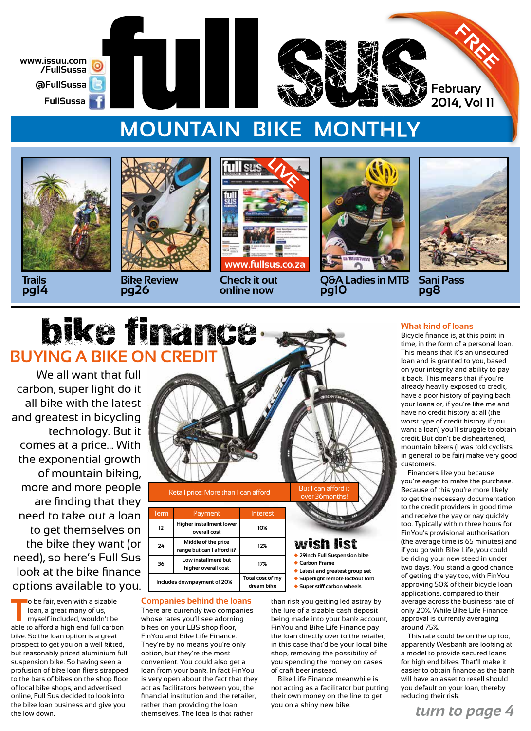www.issuu.com/FullSussa

@FullSussa

FullSussa

# full sus

FREE

February 2014, Vol 11

## MOUNTAIN BIKE MONTHLY

Trails pg14

Bike Review pg26

www.fullsus.co.za

Check it out online now

Q&A Ladies in MTB pg10

Sani Pass pg8

# bike finance

## BUYING A BIKE ON CREDIT

We all want that full carbon, super light do it all bike with the latest and greatest in bicycling technology. But it comes at a price... With the exponential growth of mountain biking, more and more people are finding that they need to take out a loan to get themselves on the bike they want (or need), so here's Full Sus look at the bike finance options available to you.

| Retail price: More than I can afford | | But I can afford it over 36months! |
|---|---|---|
| Term | Payment | Interest |
| 12 | Higher installment lower overall cost | 10% |
| 24 | Middle of the price range but can I afford it? | 12% |
| 36 | Low installment but higher overall cost | 17% |
| Includes downpayment of 20% | | Total cost of my dream bike |

### wish list

- 29inch Full Suspension bike
- Carbon Frame
- Latest and greatest group set
- Superlight remote lockout fork
- Super stiff carbon wheels

To be fair, even with a sizable loan, a great many of us, myself included, wouldn't be able to afford a high end full carbon bike. So the loan option is a great prospect to get you on a well kitted, but reasonably priced aluminium full suspension bike. So having seen a profusion of bike loan fliers strapped to the bars of bikes on the shop floor of local bike shops, and advertised online, Full Sus decided to look into the bike loan business and give you the low down.

### Companies behind the loans

There are currently two companies whose rates you'll see adorning bikes on your LBS shop floor, FinYou and Bike Life Finance. They're by no means you're only option, but they're the most convenient. You could also get a loan from your bank. In fact FinYou is very open about the fact that they act as facilitators between you, the financial institution and the retailer, rather than providing the loan themselves. The idea is that rather than risk you getting led astray by the lure of a sizable cash deposit being made into your bank account, FinYou and Bike Life Finance pay the loan directly over to the retailer, in this case that'd be your local bike shop, removing the possibility of you spending the money on cases of craft beer instead.

Bike Life Finance meanwhile is not acting as a facilitator but putting their own money on the line to get you on a shiny new bike.

### What kind of loans

Bicycle finance is, at this point in time, in the form of a personal loan. This means that it's an unsecured loan and is granted to you, based on your integrity and ability to pay it back. This means that if you're already heavily exposed to credit, have a poor history of paying back your loans or, if you're like me and have no credit history at all (the worst type of credit history if you want a loan) you'll struggle to obtain credit. But don't be disheartened, mountain bikers (I was told cyclists in general to be fair) make very good customers.

Financers like you because you're eager to make the purchase. Because of this you're more likely to get the necessary documentation to the credit providers in good time and receive the yay or nay quickly too. Typically within three hours for FinYou's provisional authorisation (the average time is 65 minutes) and if you go with Bike Life, you could be riding your new steed in under two days. You stand a good chance of getting the yay too, with FinYou approving 50% of their bicycle loan applications, compared to their average across the business rate of only 20%. While Bike Life Finance approval is currently averaging around 75%.

This rate could be on the up too, apparently Wesbank are looking at a model to provide secured loans for high end bikes. That'll make it easier to obtain finance as the bank will have an asset to resell should you default on your loan, thereby reducing their risk.

*turn to page 4*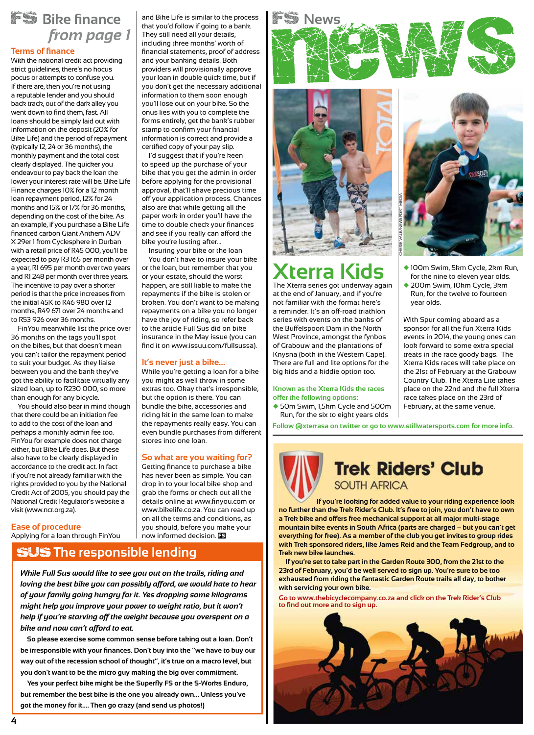# Bike finance *from page 1*

### Terms of finance

With the national credit act providing strict guidelines, there's no hocus pocus or attempts to confuse you. If there are, then you're not using a reputable lender and you should back track, out of the dark alley you went down to find them, fast. All loans should be simply laid out with information on the deposit (20% for Bike Life) and the period of repayment (typically 12, 24 or 36 months), the monthly payment and the total cost clearly displayed. The quicker you endeavour to pay back the loan the lower your interest rate will be. Bike Life Finance charges 10% for a 12 month loan repayment period, 12% for 24 months and 15% or 17% for 36 months, depending on the cost of the bike. As an example, if you purchase a Bike Life financed carbon Giant Anthem ADV X 29er 1 from Cyclesphere in Durban with a retail price of R45 000, you'll be expected to pay R3 165 per month over a year, R1 695 per month over two years and R1 248 per month over three years. The incentive to pay over a shorter period is that the price increases from the initial 45K to R46 980 over 12 months, R49 671 over 24 months and to R53 926 over 36 months.

FinYou meanwhile list the price over 36 months on the tags you'll spot on the bikes, but that doesn't mean you can't tailor the repayment period to suit your budget. As they liaise between you and the bank they've got the ability to facilitate virtually any sized loan, up to R230 000, so more than enough for any bicycle.

You should also bear in mind though that there could be an initiation fee to add to the cost of the loan and perhaps a monthly admin fee too. FinYou for example does not charge either, but Bike Life does. But these also have to be clearly displayed in accordance to the credit act. In fact if you're not already familiar with the rights provided to you by the National Credit Act of 2005, you should pay the National Credit Regulator's website a visit (www.ncr.org.za).

### Ease of procedure

Applying for a loan through FinYou and Bike Life is similar to the process that you'd follow if going to a bank. They still need all your details, including three months' worth of financial statements, proof of address and your banking details. Both providers will provisionally approve your loan in double quick time, but if you don't get the necessary additional information to them soon enough you'll lose out on your bike. So the onus lies with you to complete the forms entirely, get the bank's rubber stamp to confirm your financial information is correct and provide a certified copy of your pay slip.

I'd suggest that if you're keen to speed up the purchase of your bike that you get the admin in order before applying for the provisional approval, that'll shave precious time off your application process. Chances also are that while getting all the paper work in order you'll have the time to double check your finances and see if you really can afford the bike you're lusting after...

Insuring your bike or the loan

You don't have to insure your bike or the loan, but remember that you or your estate, should the worst happen, are still liable to make the repayments if the bike is stolen or broken. You don't want to be making repayments on a bike you no longer have the joy of riding, so refer back to the article Full Sus did on bike insurance in the May issue (you can find it on www.issuu.com/fullsussa).

### It's never just a bike...

While you're getting a loan for a bike you might as well throw in some extras too. Okay that's irresponsible, but the option is there. You can bundle the bike, accessories and riding kit in the same loan to make the repayments really easy. You can even bundle purchases from different stores into one loan.

### So what are you waiting for?

Getting finance to purchase a bike has never been as simple. You can drop in to your local bike shop and grab the forms or check out all the details online at www.finyou.com or www.bikelife.co.za. You can read up on all the terms and conditions, as you should, before you make your now informed decision.

## SUS The responsible lending

***While Full Sus would like to see you out on the trails, riding and loving the best bike you can possibly afford, we would hate to hear of your family going hungry for it. Yes dropping some kilograms might help you improve your power to weight ratio, but it won't help if you're starving off the weight because you overspent on a bike and now can't afford to eat.***

**So please exercise some common sense before taking out a loan. Don't be irresponsible with your finances. Don't buy into the "we have to buy our way out of the recession school of thought", it's true on a macro level, but you don't want to be the micro guy making the big over commitment.**

**Yes your perfect bike might be the Superfly FS or the S-Works Enduro, but remember the best bike is the one you already own... Unless you've got the money for it.... Then go crazy (and send us photos!)**

# News

CHERIE VALE/NEWSPORT MEDIA

## Xterra Kids

The Xterra series got underway again at the end of January, and if you're not familiar with the format here's a reminder. It's an off-road triathlon series with events on the banks of the Buffelspoort Dam in the North West Province, amongst the fynbos of Grabouw and the plantations of Knysna (both in the Western Cape). There are full and lite options for the big kids and a kiddie option too.

**Known as the Xterra Kids the races offer the following options:**

- 50m Swim, 1,5km Cycle and 500m Run, for the six to eight years olds
- 100m Swim, 5km Cycle, 2km Run, for the nine to eleven year olds.
- 200m Swim, 10km Cycle, 3km Run, for the twelve to fourteen year olds.

With Spur coming aboard as a sponsor for all the fun Xterra Kids events in 2014, the young ones can look forward to some extra special treats in the race goody bags. The Xterra Kids races will take place on the 22nd and the full Xterra Country Club. The Xterra Lite takes place on the 21st of February at the Grabouw race takes place on the 23rd of February, at the same venue.

**Follow @xterrasa on twitter or go to www.stillwatersports.com for more info.**

## Trek Riders' Club

SOUTH AFRICA

**If you're looking for added value to your riding experience look no further than the Trek Rider's Club. It's free to join, you don't have to own a Trek bike and offers free mechanical support at all major multi-stage mountain bike events in South Africa (parts are charged – but you can't get everything for free). As a member of the club you get invites to group rides with Trek sponsored riders, like James Reid and the Team Fedgroup, and to Trek new bike launches.**

**If you're set to take part in the Garden Route 300, from the 21st to the 23rd of February, you'd be well served to sign up. You're sure to be too exhausted from riding the fantastic Garden Route trails all day, to bother with servicing your own bike.**

**Go to www.thebicyclecompany.co.za and click on the Trek Rider's Club to find out more and to sign up.**